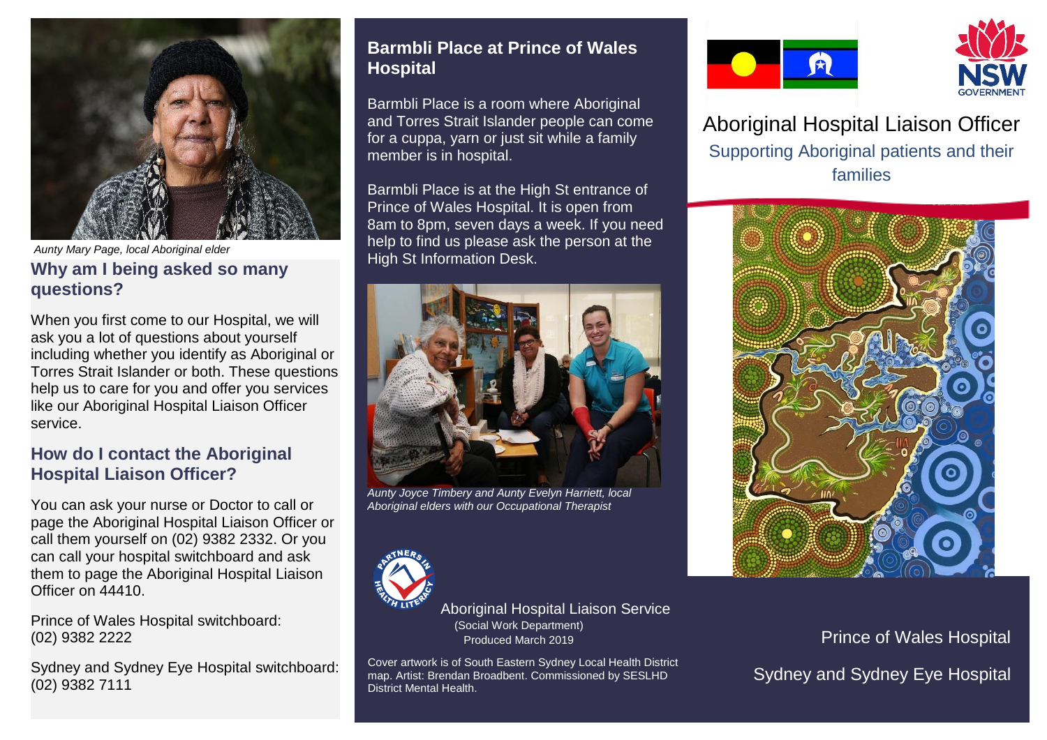*Aunty Mary Page, local Aboriginal elder*

## Why am I being asked so many questions?

When you first come to our Hospital, we will ask you a lot of questions about yourself including whether you identify as Aboriginal or Torres Strait Islander or both. These questions help us to care for you and offer you services like our Aboriginal Hospital Liaison Officer service.

## How do I contact the Aboriginal Hospital Liaison Officer?

You can ask your nurse or Doctor to call or page the Aboriginal Hospital Liaison Officer or call them yourself on (02) 9382 2332. Or you can call your hospital switchboard and ask them to page the Aboriginal Hospital Liaison Officer on 44410.

Prince of Wales Hospital switchboard: (02) 9382 2222

Sydney and Sydney Eye Hospital switchboard: (02) 9382 7111

## Barmbli Place at Prince of Wales Hospital

Barmbli Place is a room where Aboriginal and Torres Strait Islander people can come for a cuppa, yarn or just sit while a family member is in hospital.

Barmbli Place is at the High St entrance of Prince of Wales Hospital. It is open from 8am to 8pm, seven days a week. If you need help to find us please ask the person at the High St Information Desk.

*Aunty Joyce Timbery and Aunty Evelyn Harriett, local Aboriginal elders with our Occupational Therapist*

Aboriginal Hospital Liaison Service
(Social Work Department)
Produced March 2019

Cover artwork is of South Eastern Sydney Local Health District map. Artist: Brendan Broadbent. Commissioned by SESLHD District Mental Health.

# Aboriginal Hospital Liaison Officer

Supporting Aboriginal patients and their families

Prince of Wales Hospital

Sydney and Sydney Eye Hospital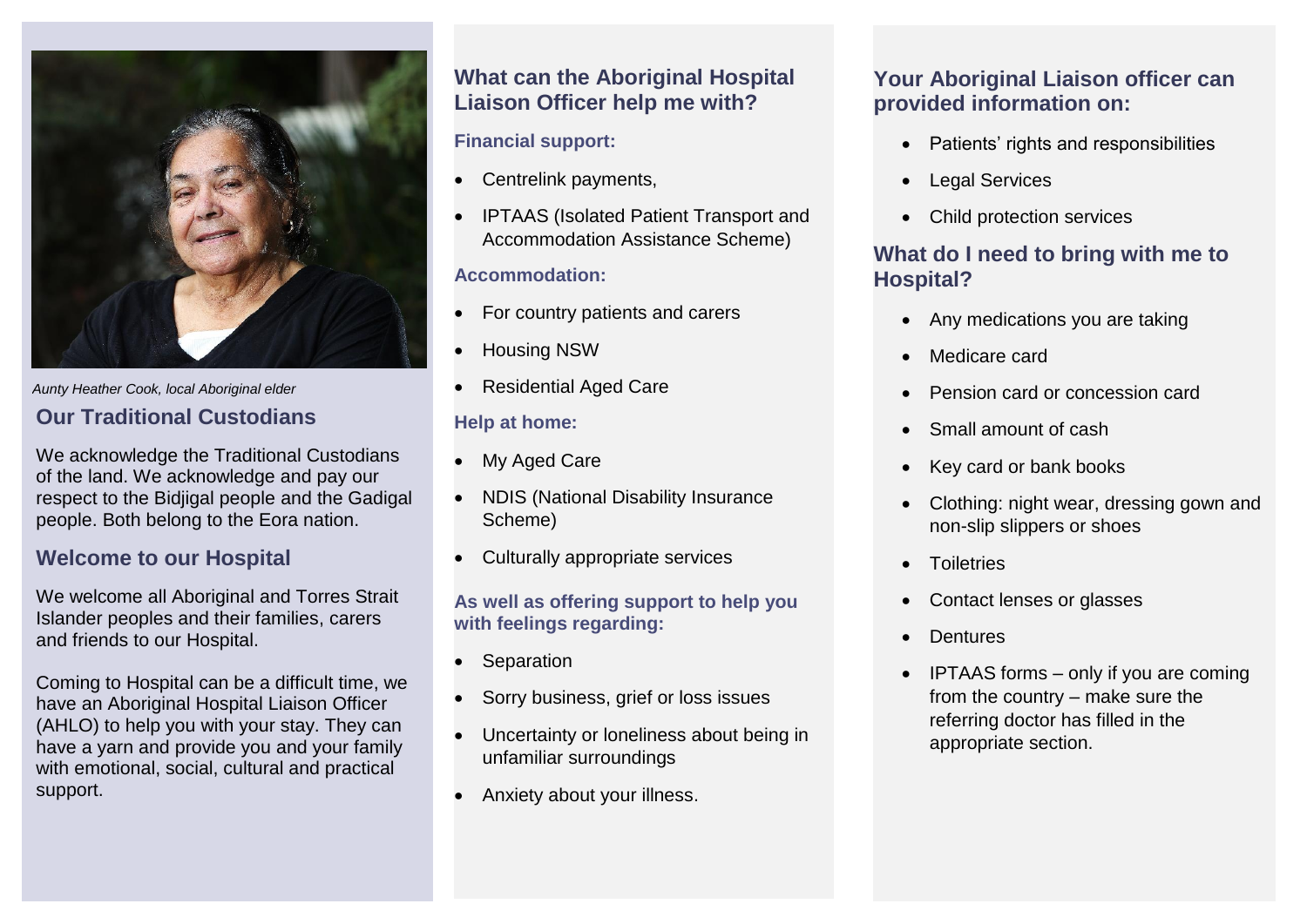*Aunty Heather Cook, local Aboriginal elder*

## Our Traditional Custodians

We acknowledge the Traditional Custodians of the land. We acknowledge and pay our respect to the Bidjigal people and the Gadigal people. Both belong to the Eora nation.

## Welcome to our Hospital

We welcome all Aboriginal and Torres Strait Islander peoples and their families, carers and friends to our Hospital.

Coming to Hospital can be a difficult time, we have an Aboriginal Hospital Liaison Officer (AHLO) to help you with your stay. They can have a yarn and provide you and your family with emotional, social, cultural and practical support.

## What can the Aboriginal Hospital Liaison Officer help me with?

### Financial support:

- Centrelink payments,
- IPTAAS (Isolated Patient Transport and Accommodation Assistance Scheme)

### Accommodation:

- For country patients and carers
- Housing NSW
- Residential Aged Care

### Help at home:

- My Aged Care
- NDIS (National Disability Insurance Scheme)
- Culturally appropriate services

### As well as offering support to help you with feelings regarding:

- Separation
- Sorry business, grief or loss issues
- Uncertainty or loneliness about being in unfamiliar surroundings
- Anxiety about your illness.

## Your Aboriginal Liaison officer can provided information on:

- Patients' rights and responsibilities
- Legal Services
- Child protection services

## What do I need to bring with me to Hospital?

- Any medications you are taking
- Medicare card
- Pension card or concession card
- Small amount of cash
- Key card or bank books
- Clothing: night wear, dressing gown and non-slip slippers or shoes
- Toiletries
- Contact lenses or glasses
- Dentures
- IPTAAS forms – only if you are coming from the country – make sure the referring doctor has filled in the appropriate section.